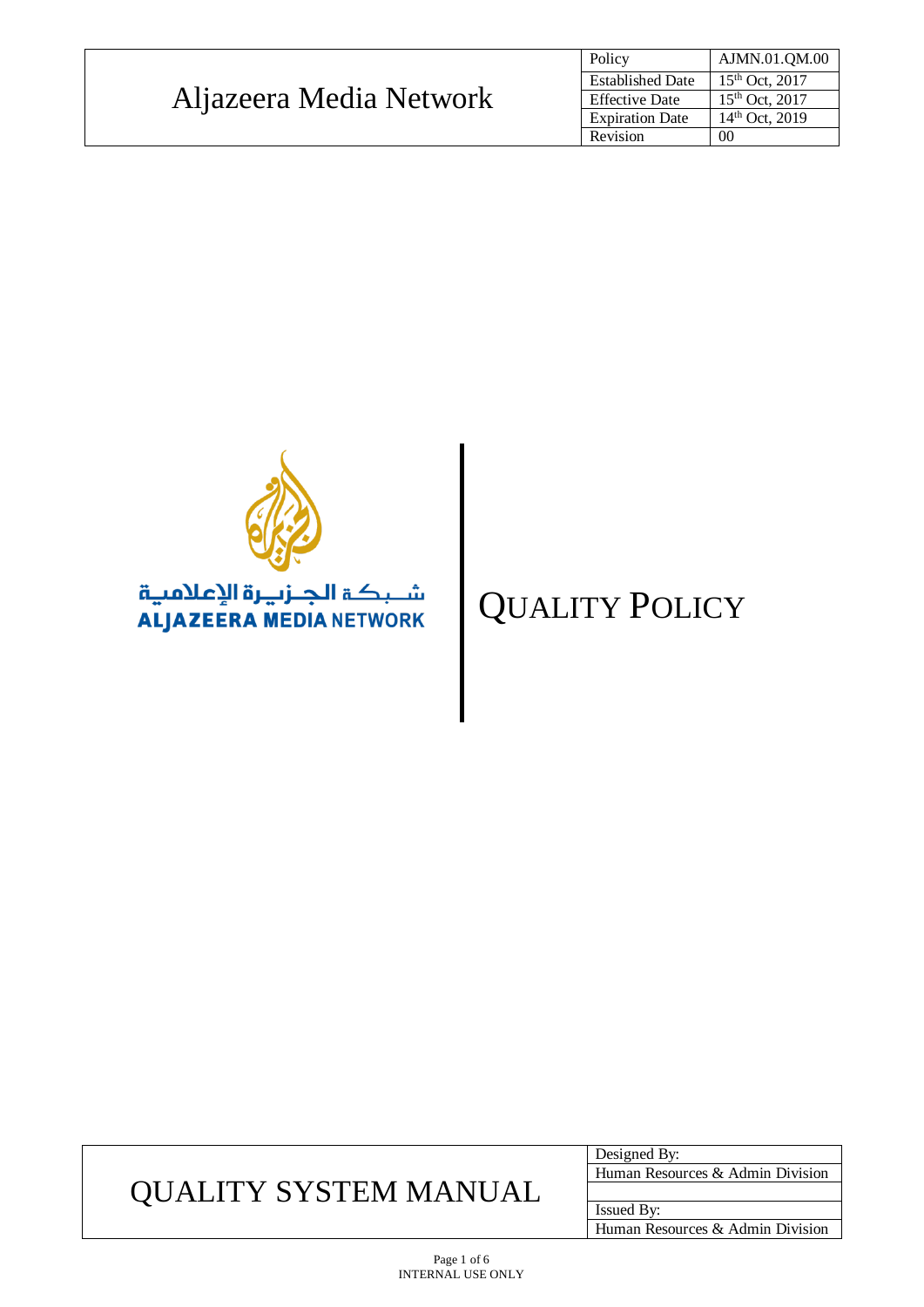| Aljazeera Media Network | Policy | AJMN.01.QM.00 |
| --- | --- | --- |
| | Established Date | 15th Oct, 2017 |
| | Effective Date | 15th Oct, 2017 |
| | Expiration Date | 14th Oct, 2019 |
| | Revision | 00 |

شبكة الجزيرة الإعلامية
ALJAZEERA MEDIA NETWORK

# QUALITY POLICY

| QUALITY SYSTEM MANUAL | Designed By: |
| --- | --- |
| | Human Resources & Admin Division |
| | |
| | Issued By: |
| | Human Resources & Admin Division |

INTERNAL USE ONLY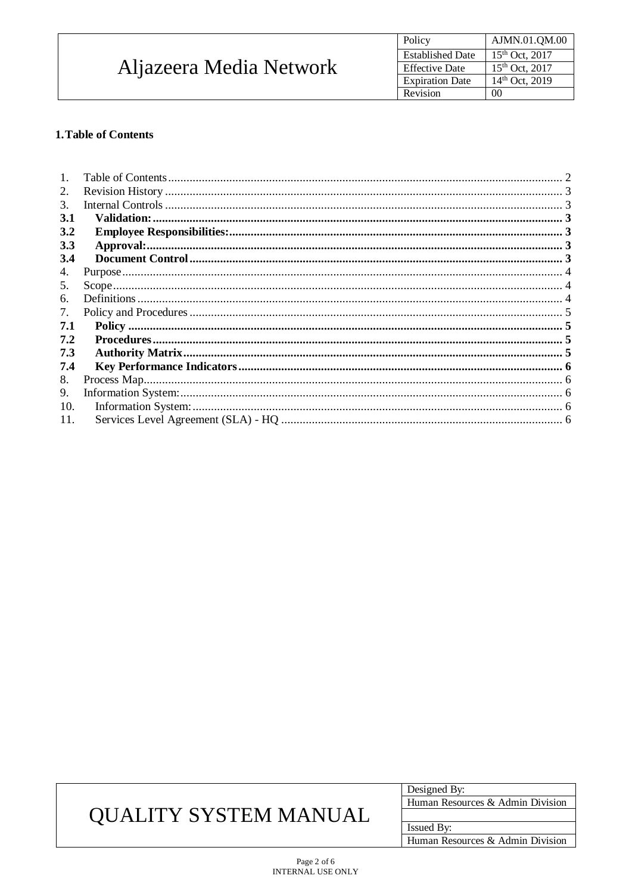## 1. Table of Contents

| | | |
|---|---|---|
| 1. | Table of Contents | 2 |
| 2. | Revision History | 3 |
| 3. | Internal Controls | 3 |
| **3.1** | **Validation:** | **3** |
| **3.2** | **Employee Responsibilities:** | **3** |
| **3.3** | **Approval:** | **3** |
| **3.4** | **Document Control** | **3** |
| 4. | Purpose | 4 |
| 5. | Scope | 4 |
| 6. | Definitions | 4 |
| 7. | Policy and Procedures | 5 |
| **7.1** | **Policy** | **5** |
| **7.2** | **Procedures** | **5** |
| **7.3** | **Authority Matrix** | **5** |
| **7.4** | **Key Performance Indicators** | **6** |
| 8. | Process Map | 6 |
| 9. | Information System: | 6 |
| 10. | Information System: | 6 |
| 11. | Services Level Agreement (SLA) - HQ | 6 |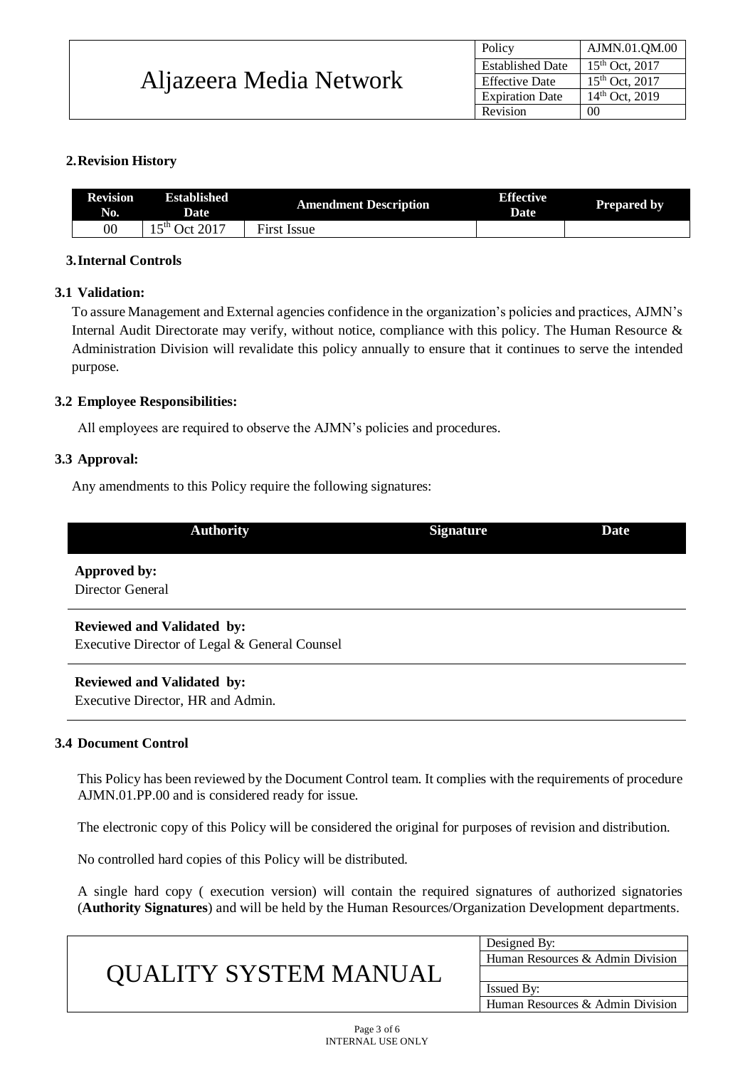## 2. Revision History

| Revision No. | Established Date | Amendment Description | Effective Date | Prepared by |
|---|---|---|---|---|
| 00 | 15th Oct 2017 | First Issue | | |

## 3. Internal Controls

### 3.1 Validation:

To assure Management and External agencies confidence in the organization's policies and practices, AJMN's Internal Audit Directorate may verify, without notice, compliance with this policy. The Human Resource & Administration Division will revalidate this policy annually to ensure that it continues to serve the intended purpose.

### 3.2 Employee Responsibilities:

All employees are required to observe the AJMN's policies and procedures.

### 3.3 Approval:

Any amendments to this Policy require the following signatures:

| Authority | Signature | Date |
|---|---|---|
| **Approved by:** Director General | | |
| **Reviewed and Validated by:** Executive Director of Legal & General Counsel | | |
| **Reviewed and Validated by:** Executive Director, HR and Admin. | | |

### 3.4 Document Control

This Policy has been reviewed by the Document Control team. It complies with the requirements of procedure AJMN.01.PP.00 and is considered ready for issue.

The electronic copy of this Policy will be considered the original for purposes of revision and distribution.

No controlled hard copies of this Policy will be distributed.

A single hard copy ( execution version) will contain the required signatures of authorized signatories (**Authority Signatures**) and will be held by the Human Resources/Organization Development departments.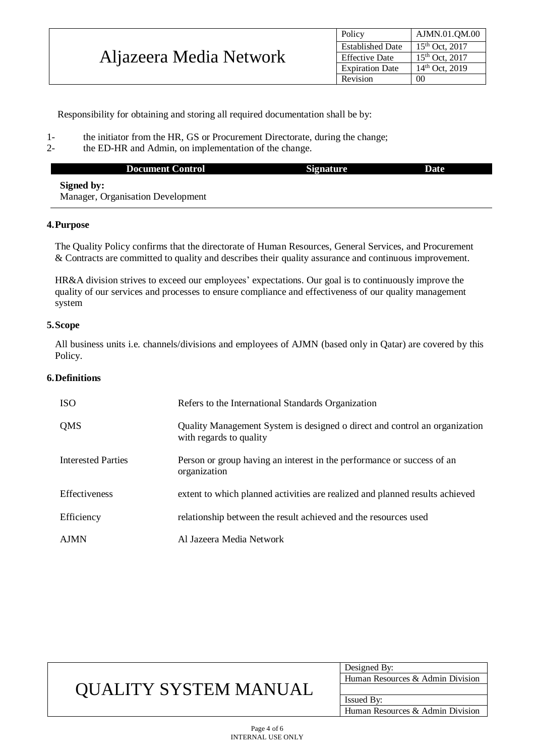Responsibility for obtaining and storing all required documentation shall be by:

1- the initiator from the HR, GS or Procurement Directorate, during the change;
2- the ED-HR and Admin, on implementation of the change.

| Document Control | Signature | Date |
|---|---|---|
| **Signed by:** Manager, Organisation Development | | |

## 4. Purpose

The Quality Policy confirms that the directorate of Human Resources, General Services, and Procurement & Contracts are committed to quality and describes their quality assurance and continuous improvement.

HR&A division strives to exceed our employees' expectations. Our goal is to continuously improve the quality of our services and processes to ensure compliance and effectiveness of our quality management system

## 5. Scope

All business units i.e. channels/divisions and employees of AJMN (based only in Qatar) are covered by this Policy.

## 6. Definitions

| | |
|---|---|
| ISO | Refers to the International Standards Organization |
| QMS | Quality Management System is designed o direct and control an organization with regards to quality |
| Interested Parties | Person or group having an interest in the performance or success of an organization |
| Effectiveness | extent to which planned activities are realized and planned results achieved |
| Efficiency | relationship between the result achieved and the resources used |
| AJMN | Al Jazeera Media Network |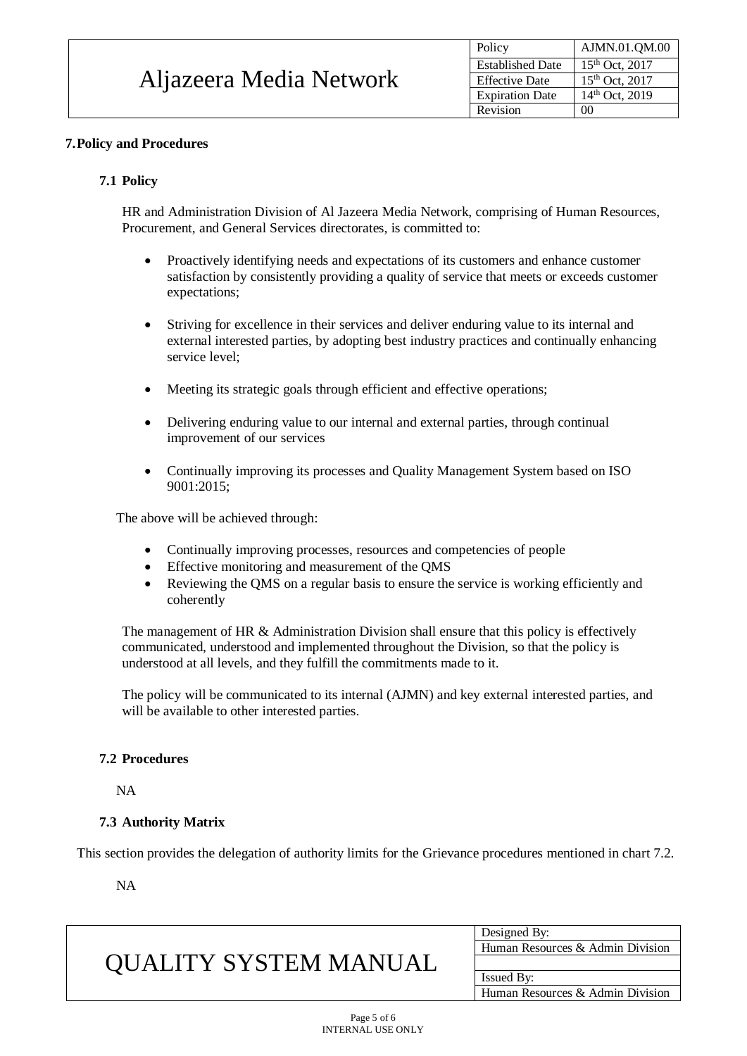## 7. Policy and Procedures

### 7.1 Policy

HR and Administration Division of Al Jazeera Media Network, comprising of Human Resources, Procurement, and General Services directorates, is committed to:

- Proactively identifying needs and expectations of its customers and enhance customer satisfaction by consistently providing a quality of service that meets or exceeds customer expectations;
- Striving for excellence in their services and deliver enduring value to its internal and external interested parties, by adopting best industry practices and continually enhancing service level;
- Meeting its strategic goals through efficient and effective operations;
- Delivering enduring value to our internal and external parties, through continual improvement of our services
- Continually improving its processes and Quality Management System based on ISO 9001:2015;

The above will be achieved through:

- Continually improving processes, resources and competencies of people
- Effective monitoring and measurement of the QMS
- Reviewing the QMS on a regular basis to ensure the service is working efficiently and coherently

The management of HR & Administration Division shall ensure that this policy is effectively communicated, understood and implemented throughout the Division, so that the policy is understood at all levels, and they fulfill the commitments made to it.

The policy will be communicated to its internal (AJMN) and key external interested parties, and will be available to other interested parties.

### 7.2 Procedures

NA

### 7.3 Authority Matrix

This section provides the delegation of authority limits for the Grievance procedures mentioned in chart 7.2.

NA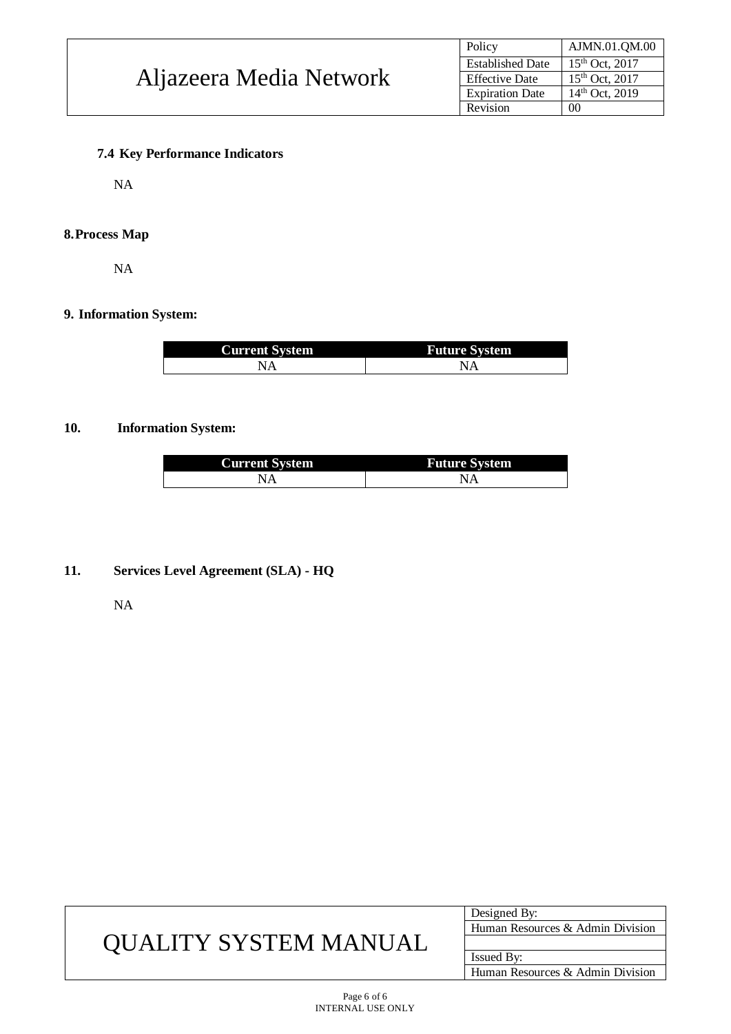### 7.4 Key Performance Indicators

NA

## 8. Process Map

NA

## 9. Information System:

| Current System | Future System |
| --- | --- |
| NA | NA |

## 10. Information System:

| Current System | Future System |
| --- | --- |
| NA | NA |

## 11. Services Level Agreement (SLA) - HQ

NA